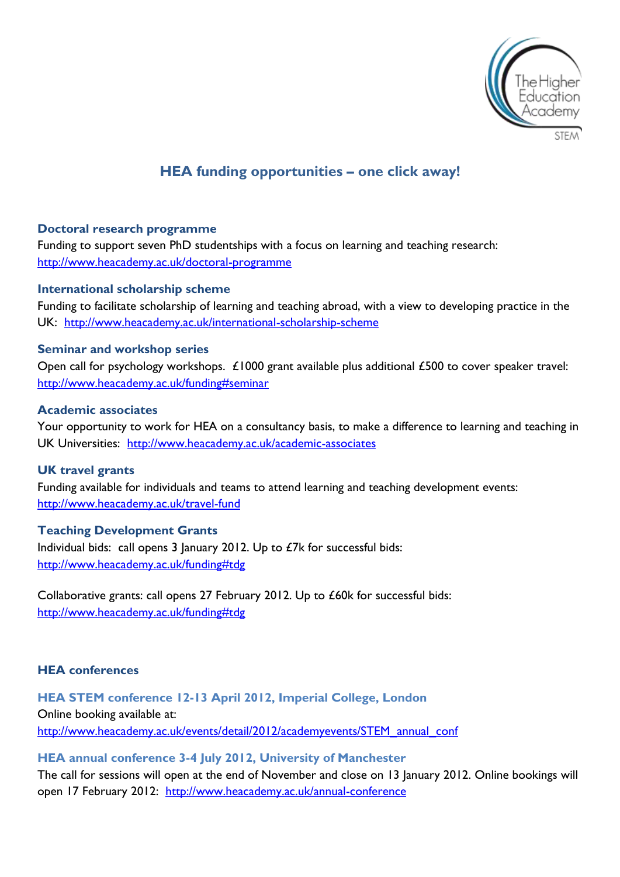# HEA funding opportunities – one click away!

### Doctoral research programme

Funding to support seven PhD studentships with a focus on learning and teaching research: http://www.heacademy.ac.uk/doctoral-programme

### International scholarship scheme

Funding to facilitate scholarship of learning and teaching abroad, with a view to developing practice in the UK: http://www.heacademy.ac.uk/international-scholarship-scheme

### Seminar and workshop series

Open call for psychology workshops. £1000 grant available plus additional £500 to cover speaker travel: http://www.heacademy.ac.uk/funding#seminar

### Academic associates

Your opportunity to work for HEA on a consultancy basis, to make a difference to learning and teaching in UK Universities: http://www.heacademy.ac.uk/academic-associates

### UK travel grants

Funding available for individuals and teams to attend learning and teaching development events: http://www.heacademy.ac.uk/travel-fund

### Teaching Development Grants

Individual bids: call opens 3 January 2012. Up to £7k for successful bids: http://www.heacademy.ac.uk/funding#tdg

Collaborative grants: call opens 27 February 2012. Up to £60k for successful bids: http://www.heacademy.ac.uk/funding#tdg

## HEA conferences

### HEA STEM conference 12-13 April 2012, Imperial College, London

Online booking available at: http://www.heacademy.ac.uk/events/detail/2012/academyevents/STEM_annual_conf

### HEA annual conference 3-4 July 2012, University of Manchester

The call for sessions will open at the end of November and close on 13 January 2012. Online bookings will open 17 February 2012: http://www.heacademy.ac.uk/annual-conference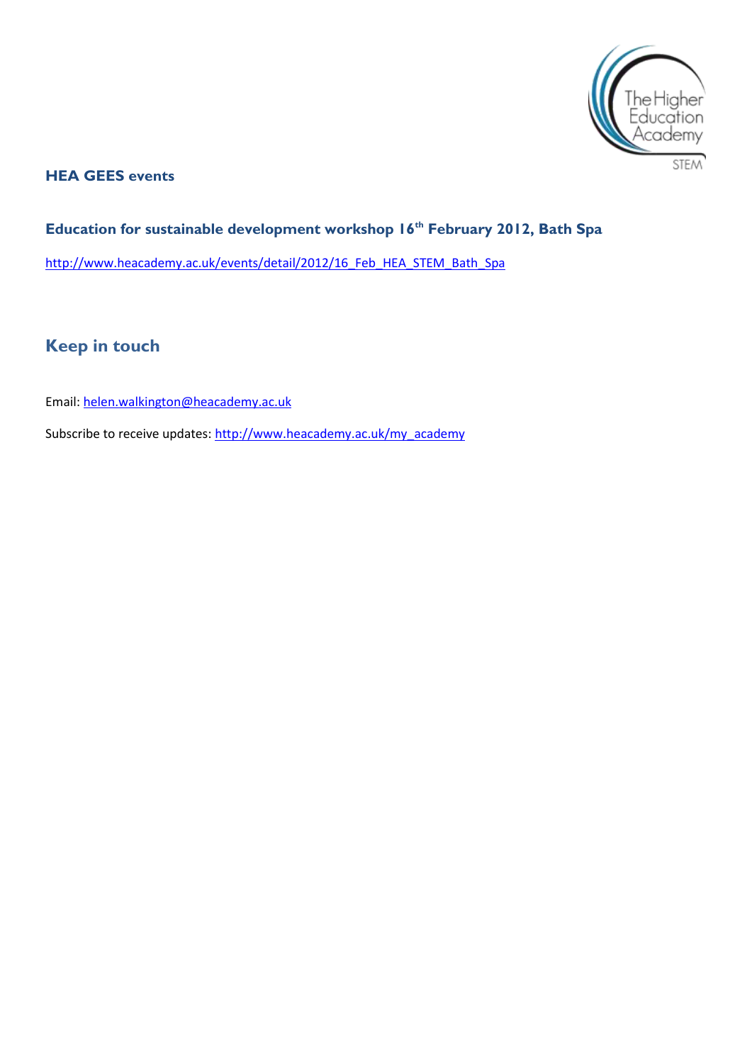### HEA GEES events

#### Education for sustainable development workshop 16th February 2012, Bath Spa

http://www.heacademy.ac.uk/events/detail/2012/16_Feb_HEA_STEM_Bath_Spa

## Keep in touch

Email: helen.walkington@heacademy.ac.uk

Subscribe to receive updates: http://www.heacademy.ac.uk/my_academy